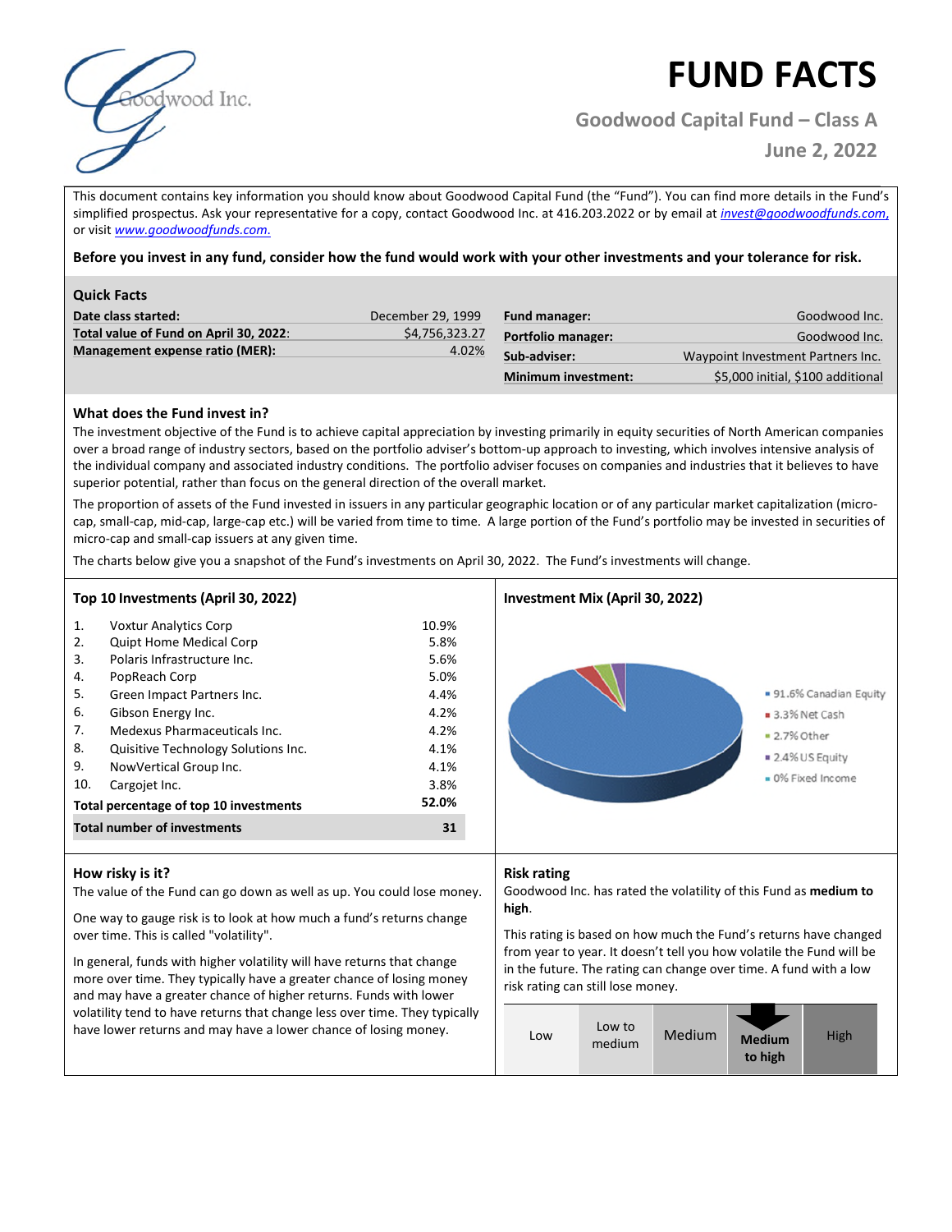# FUND FACTS

## Goodwood Capital Fund – Class A

## June 2, 2022

This document contains key information you should know about Goodwood Capital Fund (the "Fund"). You can find more details in the Fund's simplified prospectus. Ask your representative for a copy, contact Goodwood Inc. at 416.203.2022 or by email at *invest@goodwoodfunds.com*, or visit *www.goodwoodfunds.com.*

**Before you invest in any fund, consider how the fund would work with your other investments and your tolerance for risk.**

### Quick Facts

| | |
|---|---|
| **Date class started:** | December 29, 1999 |
| **Total value of Fund on April 30, 2022**: | $4,756,323.27 |
| **Management expense ratio (MER):** | 4.02% |
| **Fund manager:** | Goodwood Inc. |
| **Portfolio manager:** | Goodwood Inc. |
| **Sub-adviser:** | Waypoint Investment Partners Inc. |
| **Minimum investment:** | $5,000 initial, $100 additional |

### What does the Fund invest in?

The investment objective of the Fund is to achieve capital appreciation by investing primarily in equity securities of North American companies over a broad range of industry sectors, based on the portfolio adviser's bottom-up approach to investing, which involves intensive analysis of the individual company and associated industry conditions. The portfolio adviser focuses on companies and industries that it believes to have superior potential, rather than focus on the general direction of the overall market.

The proportion of assets of the Fund invested in issuers in any particular geographic location or of any particular market capitalization (micro-cap, small-cap, mid-cap, large-cap etc.) will be varied from time to time. A large portion of the Fund's portfolio may be invested in securities of micro-cap and small-cap issuers at any given time.

The charts below give you a snapshot of the Fund's investments on April 30, 2022. The Fund's investments will change.

### Top 10 Investments (April 30, 2022)

| | | |
|---|---|---|
| 1. | Voxtur Analytics Corp | 10.9% |
| 2. | Quipt Home Medical Corp | 5.8% |
| 3. | Polaris Infrastructure Inc. | 5.6% |
| 4. | PopReach Corp | 5.0% |
| 5. | Green Impact Partners Inc. | 4.4% |
| 6. | Gibson Energy Inc. | 4.2% |
| 7. | Medexus Pharmaceuticals Inc. | 4.2% |
| 8. | Quisitive Technology Solutions Inc. | 4.1% |
| 9. | NowVertical Group Inc. | 4.1% |
| 10. | Cargojet Inc. | 3.8% |
| **Total percentage of top 10 investments** | | **52.0%** |
| **Total number of investments** | | **31** |

### Investment Mix (April 30, 2022)

- 91.6% Canadian Equity
- 3.3% Net Cash
- 2.7% Other
- 2.4% US Equity
- 0% Fixed Income

### How risky is it?

The value of the Fund can go down as well as up. You could lose money.

One way to gauge risk is to look at how much a fund's returns change over time. This is called "volatility".

In general, funds with higher volatility will have returns that change more over time. They typically have a greater chance of losing money and may have a greater chance of higher returns. Funds with lower volatility tend to have returns that change less over time. They typically have lower returns and may have a lower chance of losing money.

### Risk rating

Goodwood Inc. has rated the volatility of this Fund as **medium to high**.

This rating is based on how much the Fund's returns have changed from year to year. It doesn't tell you how volatile the Fund will be in the future. The rating can change over time. A fund with a low risk rating can still lose money.

| Low | Low to medium | Medium | **Medium to high** | High |
|---|---|---|---|---|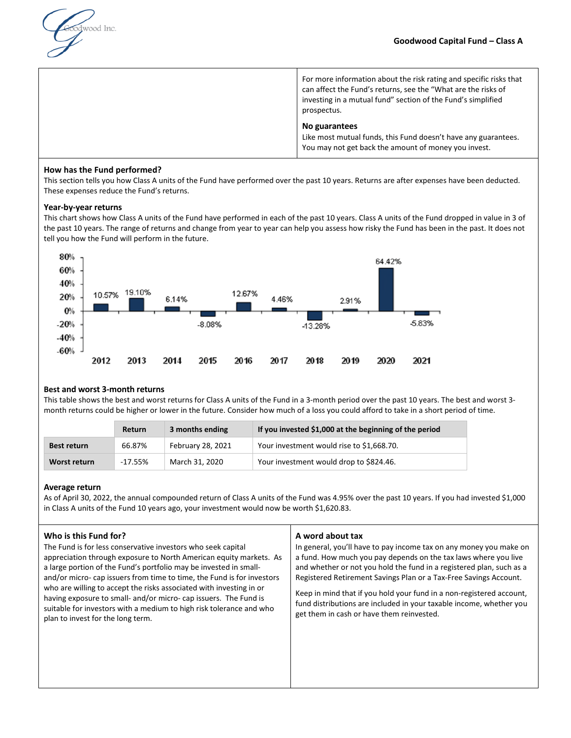For more information about the risk rating and specific risks that can affect the Fund's returns, see the "What are the risks of investing in a mutual fund" section of the Fund's simplified prospectus.

**No guarantees**
Like most mutual funds, this Fund doesn't have any guarantees. You may not get back the amount of money you invest.

## How has the Fund performed?

This section tells you how Class A units of the Fund have performed over the past 10 years. Returns are after expenses have been deducted. These expenses reduce the Fund's returns.

### Year-by-year returns

This chart shows how Class A units of the Fund have performed in each of the past 10 years. Class A units of the Fund dropped in value in 3 of the past 10 years. The range of returns and change from year to year can help you assess how risky the Fund has been in the past. It does not tell you how the Fund will perform in the future.

| Year | Return |
|---|---|
| 2012 | 10.57% |
| 2013 | 19.10% |
| 2014 | 6.14% |
| 2015 | -8.08% |
| 2016 | 12.67% |
| 2017 | 4.46% |
| 2018 | -13.28% |
| 2019 | 2.91% |
| 2020 | 64.42% |
| 2021 | -5.83% |

### Best and worst 3-month returns

This table shows the best and worst returns for Class A units of the Fund in a 3-month period over the past 10 years. The best and worst 3-month returns could be higher or lower in the future. Consider how much of a loss you could afford to take in a short period of time.

| | Return | 3 months ending | If you invested $1,000 at the beginning of the period |
|---|---|---|---|
| **Best return** | 66.87% | February 28, 2021 | Your investment would rise to $1,668.70. |
| **Worst return** | -17.55% | March 31, 2020 | Your investment would drop to $824.46. |

### Average return

As of April 30, 2022, the annual compounded return of Class A units of the Fund was 4.95% over the past 10 years. If you had invested $1,000 in Class A units of the Fund 10 years ago, your investment would now be worth $1,620.83.

## Who is this Fund for?

The Fund is for less conservative investors who seek capital appreciation through exposure to North American equity markets. As a large portion of the Fund's portfolio may be invested in small- and/or micro- cap issuers from time to time, the Fund is for investors who are willing to accept the risks associated with investing in or having exposure to small- and/or micro- cap issuers. The Fund is suitable for investors with a medium to high risk tolerance and who plan to invest for the long term.

## A word about tax

In general, you'll have to pay income tax on any money you make on a fund. How much you pay depends on the tax laws where you live and whether or not you hold the fund in a registered plan, such as a Registered Retirement Savings Plan or a Tax-Free Savings Account.

Keep in mind that if you hold your fund in a non-registered account, fund distributions are included in your taxable income, whether you get them in cash or have them reinvested.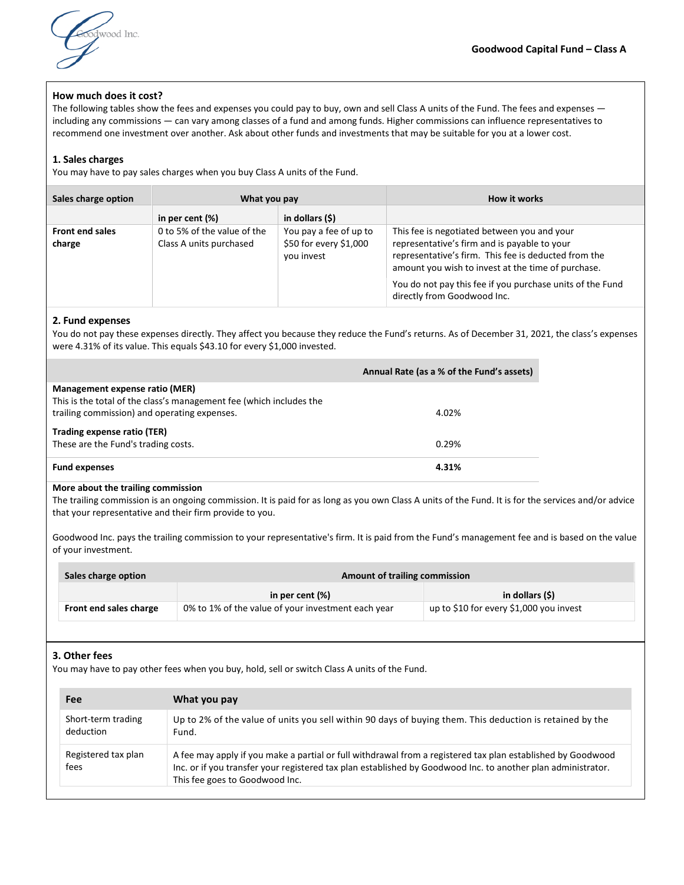Goodwood Capital Fund – Class A

## How much does it cost?

The following tables show the fees and expenses you could pay to buy, own and sell Class A units of the Fund. The fees and expenses — including any commissions — can vary among classes of a fund and among funds. Higher commissions can influence representatives to recommend one investment over another. Ask about other funds and investments that may be suitable for you at a lower cost.

### 1. Sales charges

You may have to pay sales charges when you buy Class A units of the Fund.

| Sales charge option | What you pay | | How it works |
|---|---|---|---|
| | in per cent (%) | in dollars ($) | |
| **Front end sales charge** | 0 to 5% of the value of the Class A units purchased | You pay a fee of up to $50 for every $1,000 you invest | This fee is negotiated between you and your representative's firm and is payable to your representative's firm. This fee is deducted from the amount you wish to invest at the time of purchase.<br><br>You do not pay this fee if you purchase units of the Fund directly from Goodwood Inc. |

### 2. Fund expenses

You do not pay these expenses directly. They affect you because they reduce the Fund's returns. As of December 31, 2021, the class's expenses were 4.31% of its value. This equals $43.10 for every $1,000 invested.

| | Annual Rate (as a % of the Fund's assets) |
|---|---|
| **Management expense ratio (MER)**<br>This is the total of the class's management fee (which includes the trailing commission) and operating expenses. | 4.02% |
| **Trading expense ratio (TER)**<br>These are the Fund's trading costs. | 0.29% |
| **Fund expenses** | **4.31%** |

**More about the trailing commission**

The trailing commission is an ongoing commission. It is paid for as long as you own Class A units of the Fund. It is for the services and/or advice that your representative and their firm provide to you.

Goodwood Inc. pays the trailing commission to your representative's firm. It is paid from the Fund's management fee and is based on the value of your investment.

| Sales charge option | Amount of trailing commission | |
|---|---|---|
| | in per cent (%) | in dollars ($) |
| **Front end sales charge** | 0% to 1% of the value of your investment each year | up to $10 for every $1,000 you invest |

### 3. Other fees

You may have to pay other fees when you buy, hold, sell or switch Class A units of the Fund.

| Fee | What you pay |
|---|---|
| Short-term trading deduction | Up to 2% of the value of units you sell within 90 days of buying them. This deduction is retained by the Fund. |
| Registered tax plan fees | A fee may apply if you make a partial or full withdrawal from a registered tax plan established by Goodwood Inc. or if you transfer your registered tax plan established by Goodwood Inc. to another plan administrator. This fee goes to Goodwood Inc. |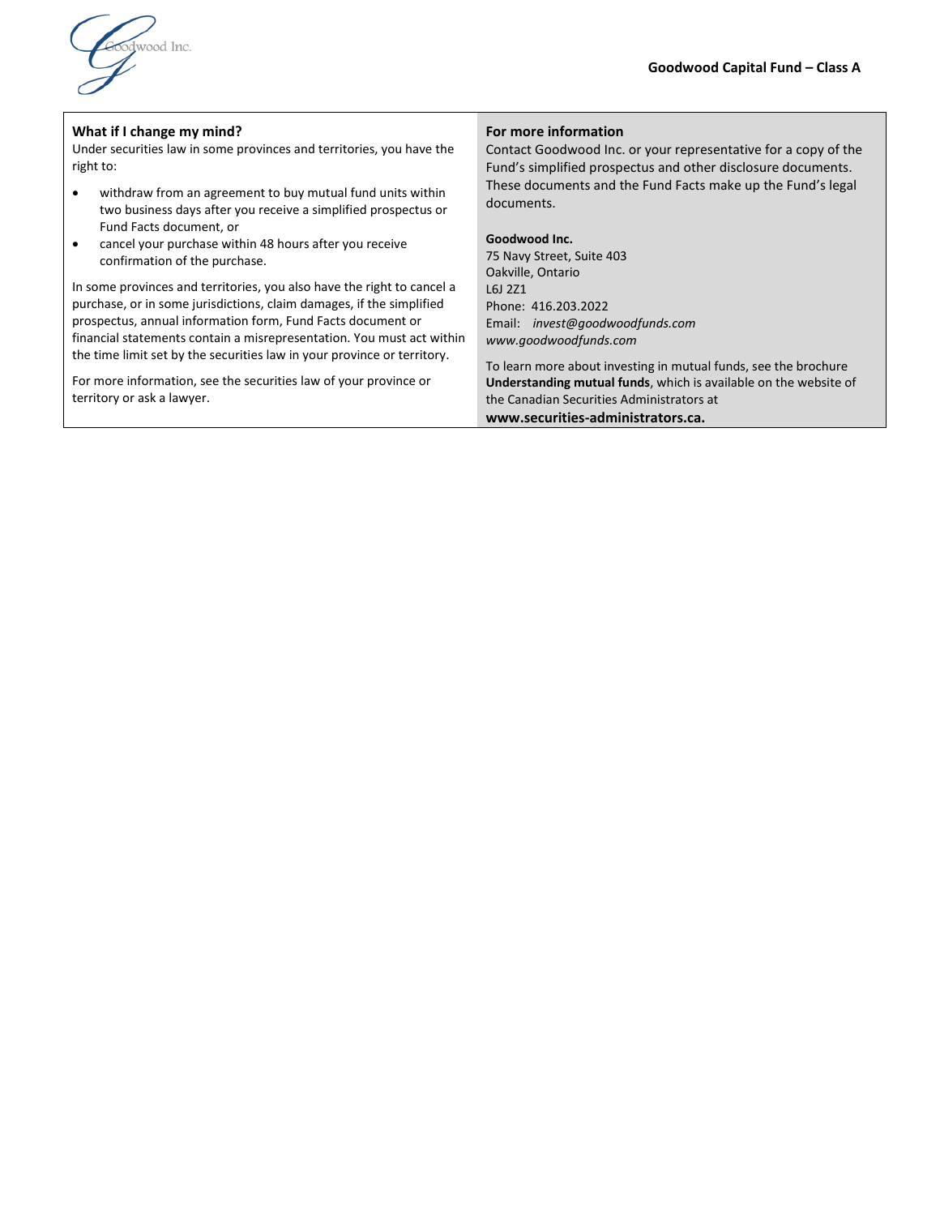## What if I change my mind?

Under securities law in some provinces and territories, you have the right to:

- withdraw from an agreement to buy mutual fund units within two business days after you receive a simplified prospectus or Fund Facts document, or
- cancel your purchase within 48 hours after you receive confirmation of the purchase.

In some provinces and territories, you also have the right to cancel a purchase, or in some jurisdictions, claim damages, if the simplified prospectus, annual information form, Fund Facts document or financial statements contain a misrepresentation. You must act within the time limit set by the securities law in your province or territory.

For more information, see the securities law of your province or territory or ask a lawyer.

## For more information

Contact Goodwood Inc. or your representative for a copy of the Fund's simplified prospectus and other disclosure documents. These documents and the Fund Facts make up the Fund's legal documents.

**Goodwood Inc.**
75 Navy Street, Suite 403
Oakville, Ontario
L6J 2Z1
Phone: 416.203.2022
Email: *invest@goodwoodfunds.com*
*www.goodwoodfunds.com*

To learn more about investing in mutual funds, see the brochure **Understanding mutual funds**, which is available on the website of the Canadian Securities Administrators at **www.securities-administrators.ca.**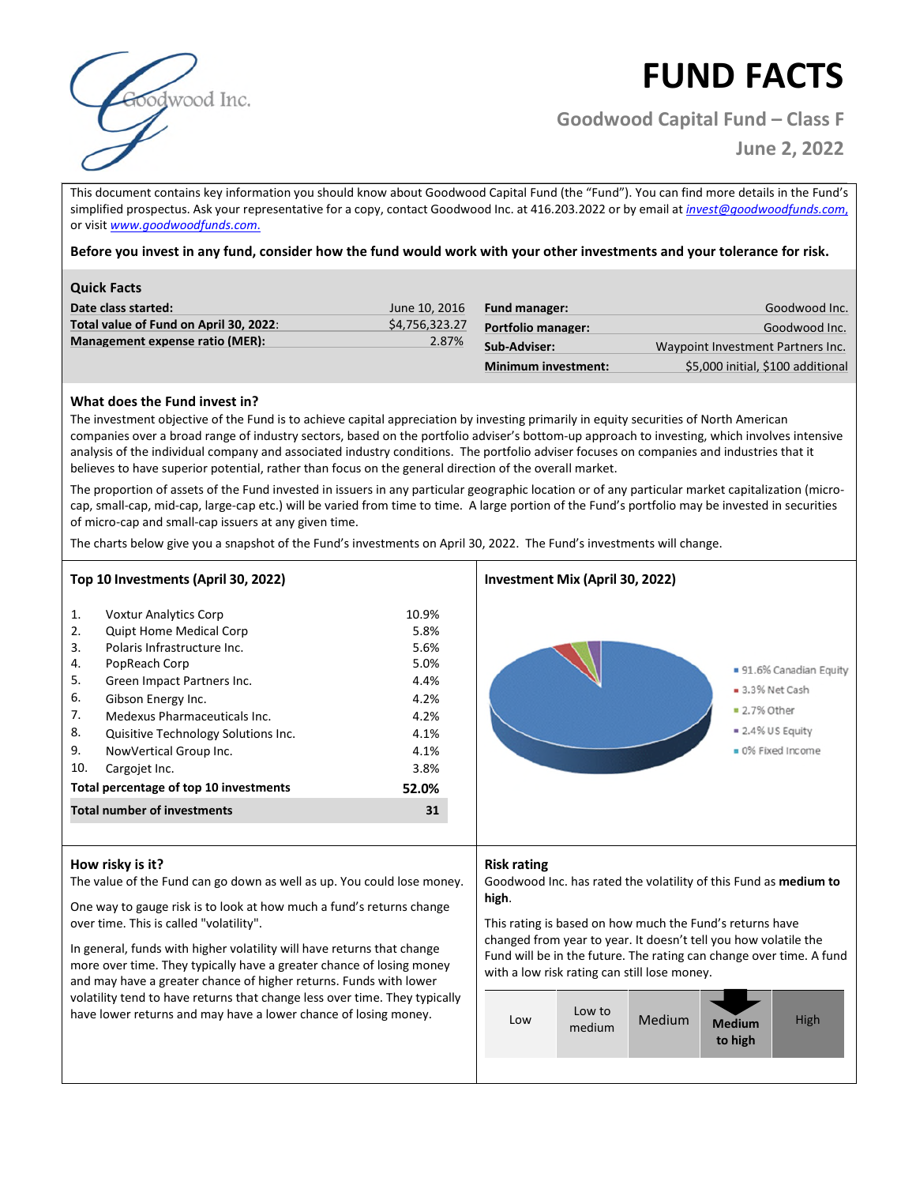# FUND FACTS

## Goodwood Capital Fund – Class F

**June 2, 2022**

This document contains key information you should know about Goodwood Capital Fund (the "Fund"). You can find more details in the Fund's simplified prospectus. Ask your representative for a copy, contact Goodwood Inc. at 416.203.2022 or by email at *invest@goodwoodfunds.com,* or visit *www.goodwoodfunds.com.*

**Before you invest in any fund, consider how the fund would work with your other investments and your tolerance for risk.**

### Quick Facts

| | | | |
|---|---|---|---|
| **Date class started:** | June 10, 2016 | **Fund manager:** | Goodwood Inc. |
| **Total value of Fund on April 30, 2022:** | $4,756,323.27 | **Portfolio manager:** | Goodwood Inc. |
| **Management expense ratio (MER):** | 2.87% | **Sub-Adviser:** | Waypoint Investment Partners Inc. |
| | | **Minimum investment:** | $5,000 initial, $100 additional |

### What does the Fund invest in?

The investment objective of the Fund is to achieve capital appreciation by investing primarily in equity securities of North American companies over a broad range of industry sectors, based on the portfolio adviser's bottom-up approach to investing, which involves intensive analysis of the individual company and associated industry conditions. The portfolio adviser focuses on companies and industries that it believes to have superior potential, rather than focus on the general direction of the overall market.

The proportion of assets of the Fund invested in issuers in any particular geographic location or of any particular market capitalization (micro-cap, small-cap, mid-cap, large-cap etc.) will be varied from time to time. A large portion of the Fund's portfolio may be invested in securities of micro-cap and small-cap issuers at any given time.

The charts below give you a snapshot of the Fund's investments on April 30, 2022. The Fund's investments will change.

### Top 10 Investments (April 30, 2022)

| | | |
|---|---|---|
| 1. | Voxtur Analytics Corp | 10.9% |
| 2. | Quipt Home Medical Corp | 5.8% |
| 3. | Polaris Infrastructure Inc. | 5.6% |
| 4. | PopReach Corp | 5.0% |
| 5. | Green Impact Partners Inc. | 4.4% |
| 6. | Gibson Energy Inc. | 4.2% |
| 7. | Medexus Pharmaceuticals Inc. | 4.2% |
| 8. | Quisitive Technology Solutions Inc. | 4.1% |
| 9. | NowVertical Group Inc. | 4.1% |
| 10. | Cargojet Inc. | 3.8% |
| **Total percentage of top 10 investments** | | **52.0%** |
| **Total number of investments** | | **31** |

### Investment Mix (April 30, 2022)

- 91.6% Canadian Equity
- 3.3% Net Cash
- 2.7% Other
- 2.4% US Equity
- 0% Fixed Income

### How risky is it?

The value of the Fund can go down as well as up. You could lose money.

One way to gauge risk is to look at how much a fund's returns change over time. This is called "volatility".

In general, funds with higher volatility will have returns that change more over time. They typically have a greater chance of losing money and may have a greater chance of higher returns. Funds with lower volatility tend to have returns that change less over time. They typically have lower returns and may have a lower chance of losing money.

### Risk rating

Goodwood Inc. has rated the volatility of this Fund as **medium to high**.

This rating is based on how much the Fund's returns have changed from year to year. It doesn't tell you how volatile the Fund will be in the future. The rating can change over time. A fund with a low risk rating can still lose money.

| Low | Low to medium | Medium | **Medium to high** | High |
|---|---|---|---|---|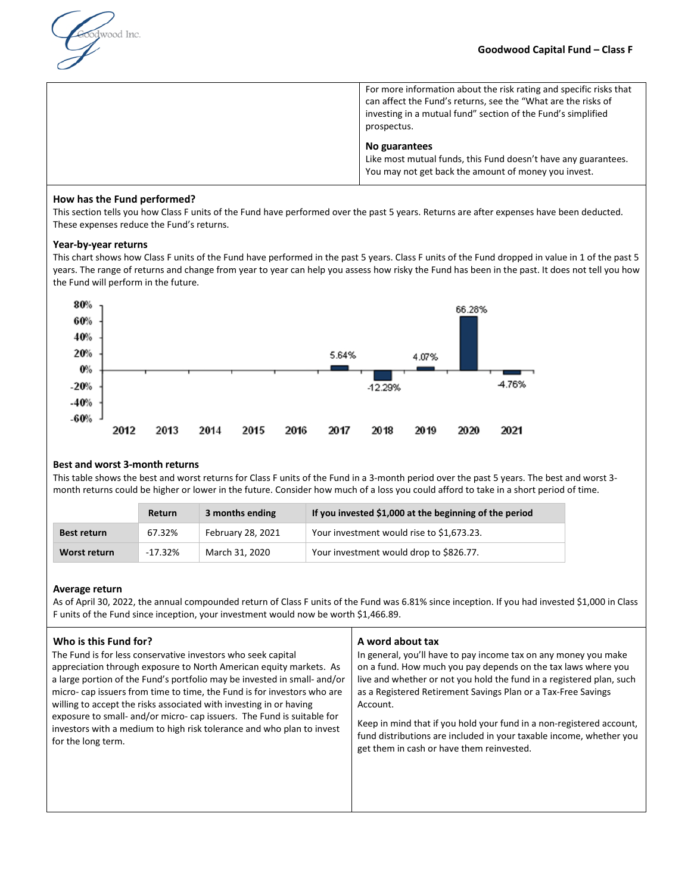Goodwood Inc.

**Goodwood Capital Fund – Class F**

For more information about the risk rating and specific risks that can affect the Fund's returns, see the "What are the risks of investing in a mutual fund" section of the Fund's simplified prospectus.

**No guarantees**

Like most mutual funds, this Fund doesn't have any guarantees. You may not get back the amount of money you invest.

## How has the Fund performed?

This section tells you how Class F units of the Fund have performed over the past 5 years. Returns are after expenses have been deducted. These expenses reduce the Fund's returns.

### Year-by-year returns

This chart shows how Class F units of the Fund have performed in the past 5 years. Class F units of the Fund dropped in value in 1 of the past 5 years. The range of returns and change from year to year can help you assess how risky the Fund has been in the past. It does not tell you how the Fund will perform in the future.

| Year | 2012 | 2013 | 2014 | 2015 | 2016 | 2017 | 2018 | 2019 | 2020 | 2021 |
|---|---|---|---|---|---|---|---|---|---|---|
| Return | | | | | | 5.64% | -12.29% | 4.07% | 66.28% | -4.76% |

### Best and worst 3-month returns

This table shows the best and worst returns for Class F units of the Fund in a 3-month period over the past 5 years. The best and worst 3-month returns could be higher or lower in the future. Consider how much of a loss you could afford to take in a short period of time.

| | Return | 3 months ending | If you invested $1,000 at the beginning of the period |
|---|---|---|---|
| **Best return** | 67.32% | February 28, 2021 | Your investment would rise to $1,673.23. |
| **Worst return** | -17.32% | March 31, 2020 | Your investment would drop to $826.77. |

### Average return

As of April 30, 2022, the annual compounded return of Class F units of the Fund was 6.81% since inception. If you had invested $1,000 in Class F units of the Fund since inception, your investment would now be worth $1,466.89.

## Who is this Fund for?

The Fund is for less conservative investors who seek capital appreciation through exposure to North American equity markets. As a large portion of the Fund's portfolio may be invested in small- and/or micro- cap issuers from time to time, the Fund is for investors who are willing to accept the risks associated with investing in or having exposure to small- and/or micro- cap issuers. The Fund is suitable for investors with a medium to high risk tolerance and who plan to invest for the long term.

## A word about tax

In general, you'll have to pay income tax on any money you make on a fund. How much you pay depends on the tax laws where you live and whether or not you hold the fund in a registered plan, such as a Registered Retirement Savings Plan or a Tax-Free Savings Account.

Keep in mind that if you hold your fund in a non-registered account, fund distributions are included in your taxable income, whether you get them in cash or have them reinvested.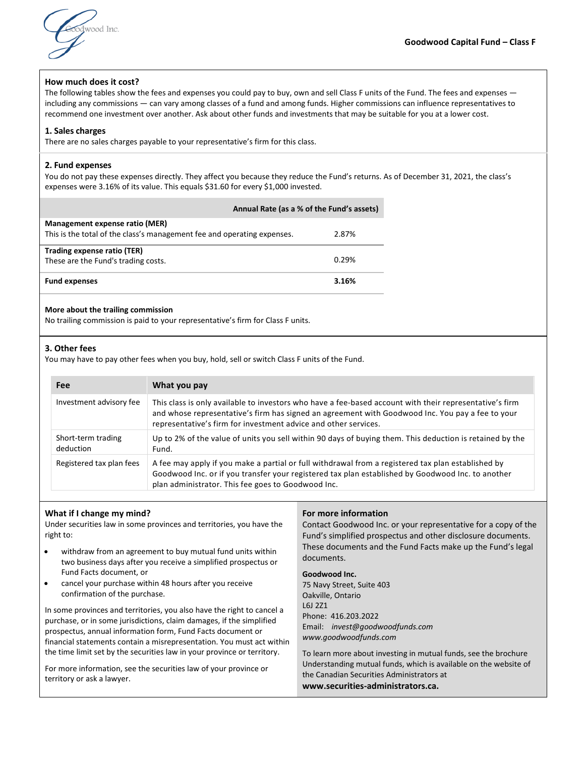Goodwood Capital Fund – Class F

## How much does it cost?

The following tables show the fees and expenses you could pay to buy, own and sell Class F units of the Fund. The fees and expenses — including any commissions — can vary among classes of a fund and among funds. Higher commissions can influence representatives to recommend one investment over another. Ask about other funds and investments that may be suitable for you at a lower cost.

### 1. Sales charges

There are no sales charges payable to your representative's firm for this class.

### 2. Fund expenses

You do not pay these expenses directly. They affect you because they reduce the Fund's returns. As of December 31, 2021, the class's expenses were 3.16% of its value. This equals $31.60 for every $1,000 invested.

| | Annual Rate (as a % of the Fund's assets) |
|---|---|
| **Management expense ratio (MER)**<br>This is the total of the class's management fee and operating expenses. | 2.87% |
| **Trading expense ratio (TER)**<br>These are the Fund's trading costs. | 0.29% |
| **Fund expenses** | **3.16%** |

#### More about the trailing commission

No trailing commission is paid to your representative's firm for Class F units.

### 3. Other fees

You may have to pay other fees when you buy, hold, sell or switch Class F units of the Fund.

| Fee | What you pay |
|---|---|
| Investment advisory fee | This class is only available to investors who have a fee-based account with their representative's firm and whose representative's firm has signed an agreement with Goodwood Inc. You pay a fee to your representative's firm for investment advice and other services. |
| Short-term trading deduction | Up to 2% of the value of units you sell within 90 days of buying them. This deduction is retained by the Fund. |
| Registered tax plan fees | A fee may apply if you make a partial or full withdrawal from a registered tax plan established by Goodwood Inc. or if you transfer your registered tax plan established by Goodwood Inc. to another plan administrator. This fee goes to Goodwood Inc. |

## What if I change my mind?

Under securities law in some provinces and territories, you have the right to:

- withdraw from an agreement to buy mutual fund units within two business days after you receive a simplified prospectus or Fund Facts document, or
- cancel your purchase within 48 hours after you receive confirmation of the purchase.

In some provinces and territories, you also have the right to cancel a purchase, or in some jurisdictions, claim damages, if the simplified prospectus, annual information form, Fund Facts document or financial statements contain a misrepresentation. You must act within the time limit set by the securities law in your province or territory.

For more information, see the securities law of your province or territory or ask a lawyer.

## For more information

Contact Goodwood Inc. or your representative for a copy of the Fund's simplified prospectus and other disclosure documents. These documents and the Fund Facts make up the Fund's legal documents.

**Goodwood Inc.**
75 Navy Street, Suite 403
Oakville, Ontario
L6J 2Z1
Phone: 416.203.2022
Email: *invest@goodwoodfunds.com*
*www.goodwoodfunds.com*

To learn more about investing in mutual funds, see the brochure Understanding mutual funds, which is available on the website of the Canadian Securities Administrators at **www.securities-administrators.ca.**